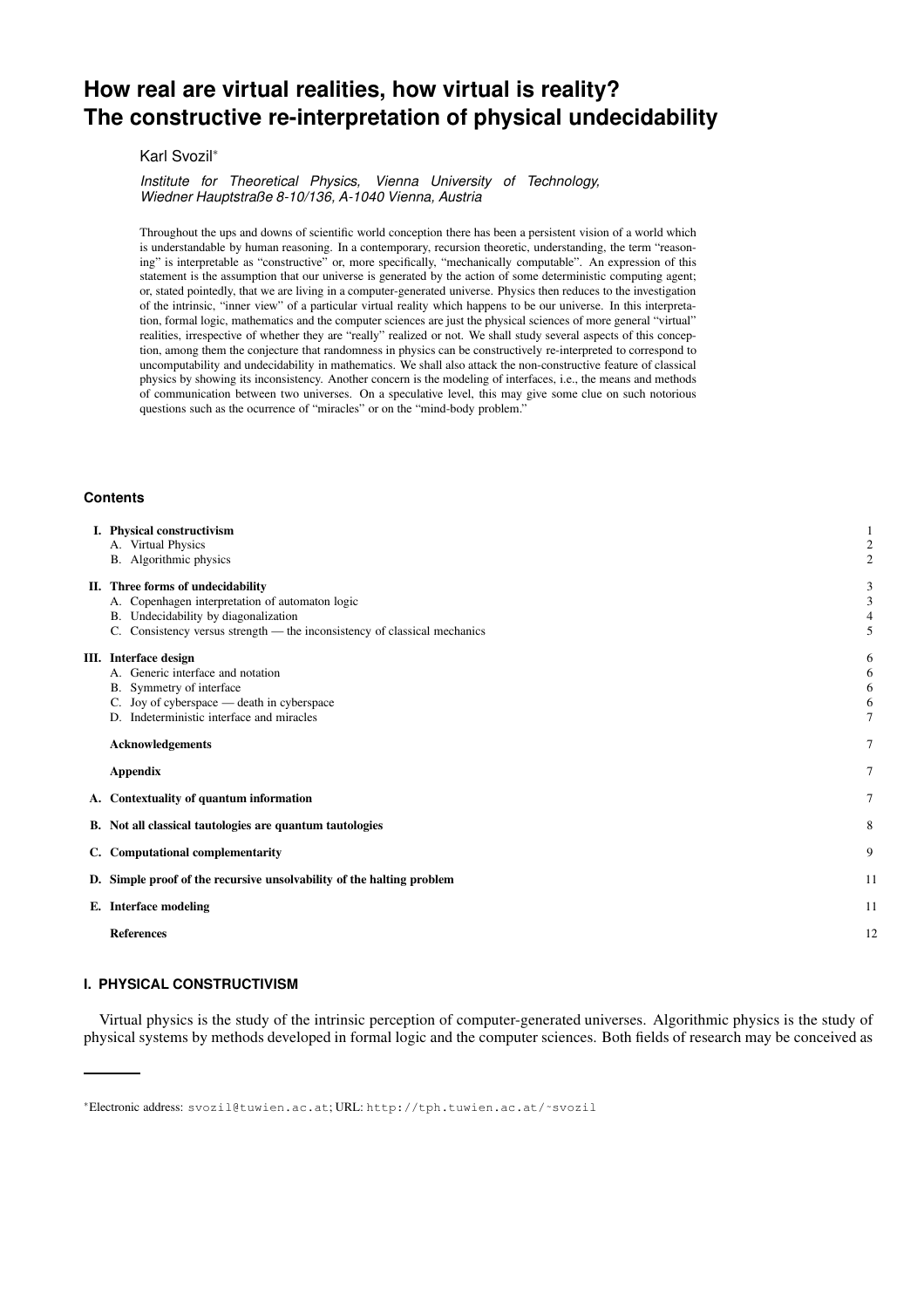# How real are virtual realities, how virtual is reality? The constructive re-interpretation of physical undecidability

Karl Svozil*

*Institute for Theoretical Physics, Vienna University of Technology, Wiedner Hauptstraße 8-10/136, A-1040 Vienna, Austria*

Throughout the ups and downs of scientific world conception there has been a persistent vision of a world which is understandable by human reasoning. In a contemporary, recursion theoretic, understanding, the term "reasoning" is interpretable as "constructive" or, more specifically, "mechanically computable". An expression of this statement is the assumption that our universe is generated by the action of some deterministic computing agent; or, stated pointedly, that we are living in a computer-generated universe. Physics then reduces to the investigation of the intrinsic, "inner view" of a particular virtual reality which happens to be our universe. In this interpretation, formal logic, mathematics and the computer sciences are just the physical sciences of more general "virtual" realities, irrespective of whether they are "really" realized or not. We shall study several aspects of this conception, among them the conjecture that randomness in physics can be constructively re-interpreted to correspond to uncomputability and undecidability in mathematics. We shall also attack the non-constructive feature of classical physics by showing its inconsistency. Another concern is the modeling of interfaces, i.e., the means and methods of communication between two universes. On a speculative level, this may give some clue on such notorious questions such as the ocurrence of "miracles" or on the "mind-body problem."

## Contents

- **I. Physical constructivism** — 1
  - A. Virtual Physics — 2
  - B. Algorithmic physics — 2
- **II. Three forms of undecidability** — 3
  - A. Copenhagen interpretation of automaton logic — 3
  - B. Undecidability by diagonalization — 4
  - C. Consistency versus strength — the inconsistency of classical mechanics — 5
- **III. Interface design** — 6
  - A. Generic interface and notation — 6
  - B. Symmetry of interface — 6
  - C. Joy of cyberspace — death in cyberspace — 6
  - D. Indeterministic interface and miracles — 7
- **Acknowledgements** — 7
- **Appendix** — 7
- **A. Contextuality of quantum information** — 7
- **B. Not all classical tautologies are quantum tautologies** — 8
- **C. Computational complementarity** — 9
- **D. Simple proof of the recursive unsolvability of the halting problem** — 11
- **E. Interface modeling** — 11
- **References** — 12

## I. PHYSICAL CONSTRUCTIVISM

Virtual physics is the study of the intrinsic perception of computer-generated universes. Algorithmic physics is the study of physical systems by methods developed in formal logic and the computer sciences. Both fields of research may be conceived as

---

*Electronic address: svozil@tuwien.ac.at; URL: http://tph.tuwien.ac.at/~svozil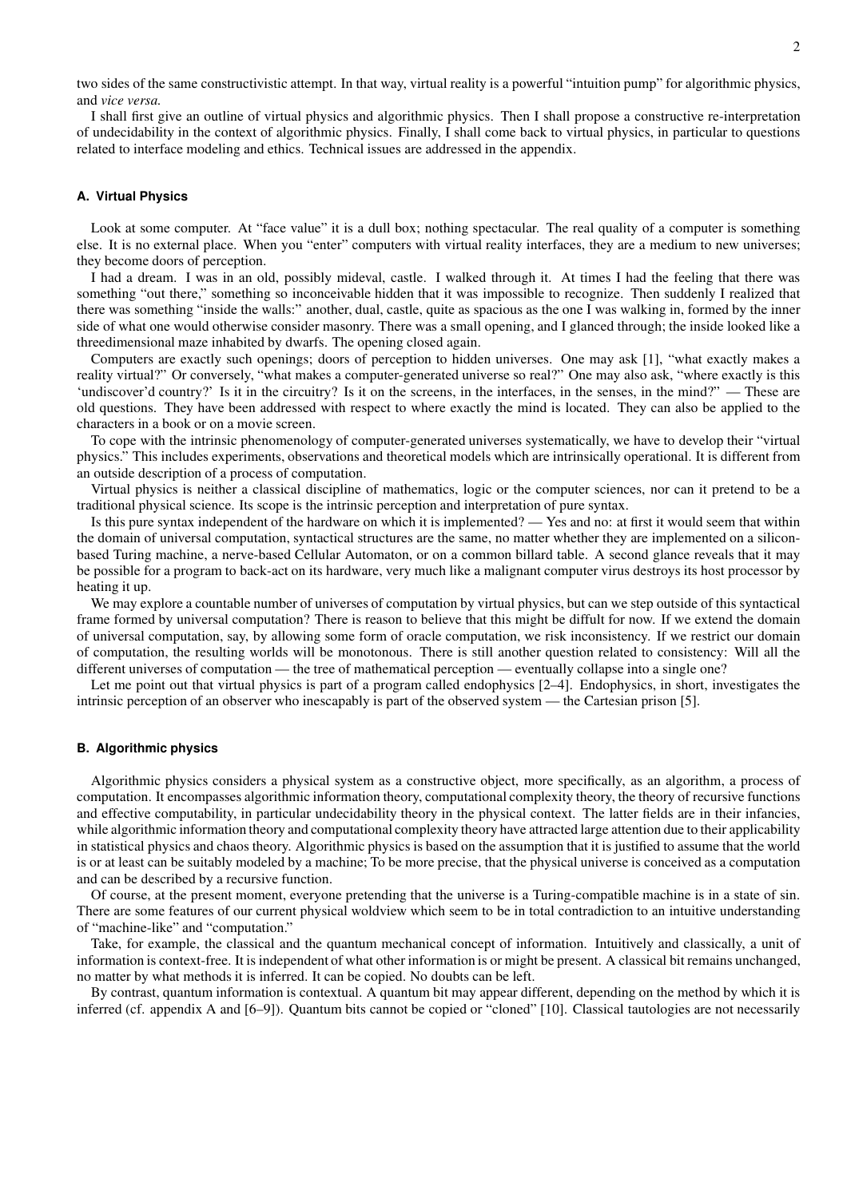two sides of the same constructivistic attempt. In that way, virtual reality is a powerful "intuition pump" for algorithmic physics, and *vice versa.*

I shall first give an outline of virtual physics and algorithmic physics. Then I shall propose a constructive re-interpretation of undecidability in the context of algorithmic physics. Finally, I shall come back to virtual physics, in particular to questions related to interface modeling and ethics. Technical issues are addressed in the appendix.

### A. Virtual Physics

Look at some computer. At "face value" it is a dull box; nothing spectacular. The real quality of a computer is something else. It is no external place. When you "enter" computers with virtual reality interfaces, they are a medium to new universes; they become doors of perception.

I had a dream. I was in an old, possibly mideval, castle. I walked through it. At times I had the feeling that there was something "out there," something so inconceivable hidden that it was impossible to recognize. Then suddenly I realized that there was something "inside the walls:" another, dual, castle, quite as spacious as the one I was walking in, formed by the inner side of what one would otherwise consider masonry. There was a small opening, and I glanced through; the inside looked like a threedimensional maze inhabited by dwarfs. The opening closed again.

Computers are exactly such openings; doors of perception to hidden universes. One may ask [1], "what exactly makes a reality virtual?" Or conversely, "what makes a computer-generated universe so real?" One may also ask, "where exactly is this 'undiscover'd country?' Is it in the circuitry? Is it on the screens, in the interfaces, in the senses, in the mind?" — These are old questions. They have been addressed with respect to where exactly the mind is located. They can also be applied to the characters in a book or on a movie screen.

To cope with the intrinsic phenomenology of computer-generated universes systematically, we have to develop their "virtual physics." This includes experiments, observations and theoretical models which are intrinsically operational. It is different from an outside description of a process of computation.

Virtual physics is neither a classical discipline of mathematics, logic or the computer sciences, nor can it pretend to be a traditional physical science. Its scope is the intrinsic perception and interpretation of pure syntax.

Is this pure syntax independent of the hardware on which it is implemented? — Yes and no: at first it would seem that within the domain of universal computation, syntactical structures are the same, no matter whether they are implemented on a silicon-based Turing machine, a nerve-based Cellular Automaton, or on a common billard table. A second glance reveals that it may be possible for a program to back-act on its hardware, very much like a malignant computer virus destroys its host processor by heating it up.

We may explore a countable number of universes of computation by virtual physics, but can we step outside of this syntactical frame formed by universal computation? There is reason to believe that this might be diffult for now. If we extend the domain of universal computation, say, by allowing some form of oracle computation, we risk inconsistency. If we restrict our domain of computation, the resulting worlds will be monotonous. There is still another question related to consistency: Will all the different universes of computation — the tree of mathematical perception — eventually collapse into a single one?

Let me point out that virtual physics is part of a program called endophysics [2–4]. Endophysics, in short, investigates the intrinsic perception of an observer who inescapably is part of the observed system — the Cartesian prison [5].

### B. Algorithmic physics

Algorithmic physics considers a physical system as a constructive object, more specifically, as an algorithm, a process of computation. It encompasses algorithmic information theory, computational complexity theory, the theory of recursive functions and effective computability, in particular undecidability theory in the physical context. The latter fields are in their infancies, while algorithmic information theory and computational complexity theory have attracted large attention due to their applicability in statistical physics and chaos theory. Algorithmic physics is based on the assumption that it is justified to assume that the world is or at least can be suitably modeled by a machine; To be more precise, that the physical universe is conceived as a computation and can be described by a recursive function.

Of course, at the present moment, everyone pretending that the universe is a Turing-compatible machine is in a state of sin. There are some features of our current physical woldview which seem to be in total contradiction to an intuitive understanding of "machine-like" and "computation."

Take, for example, the classical and the quantum mechanical concept of information. Intuitively and classically, a unit of information is context-free. It is independent of what other information is or might be present. A classical bit remains unchanged, no matter by what methods it is inferred. It can be copied. No doubts can be left.

By contrast, quantum information is contextual. A quantum bit may appear different, depending on the method by which it is inferred (cf. appendix A and [6–9]). Quantum bits cannot be copied or "cloned" [10]. Classical tautologies are not necessarily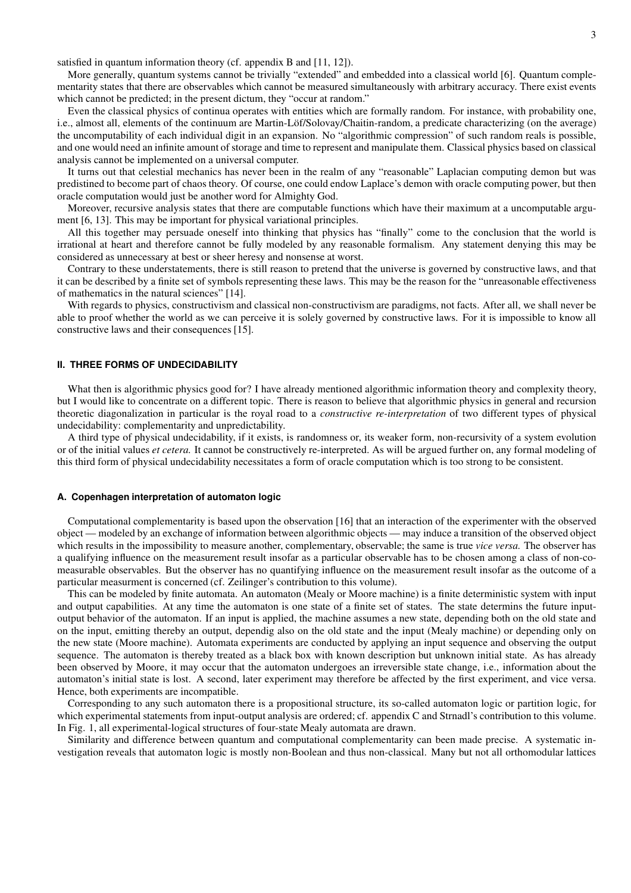satisfied in quantum information theory (cf. appendix B and [11, 12]).

More generally, quantum systems cannot be trivially "extended" and embedded into a classical world [6]. Quantum complementarity states that there are observables which cannot be measured simultaneously with arbitrary accuracy. There exist events which cannot be predicted; in the present dictum, they "occur at random."

Even the classical physics of continua operates with entities which are formally random. For instance, with probability one, i.e., almost all, elements of the continuum are Martin-Löf/Solovay/Chaitin-random, a predicate characterizing (on the average) the uncomputability of each individual digit in an expansion. No "algorithmic compression" of such random reals is possible, and one would need an infinite amount of storage and time to represent and manipulate them. Classical physics based on classical analysis cannot be implemented on a universal computer.

It turns out that celestial mechanics has never been in the realm of any "reasonable" Laplacian computing demon but was predistined to become part of chaos theory. Of course, one could endow Laplace's demon with oracle computing power, but then oracle computation would just be another word for Almighty God.

Moreover, recursive analysis states that there are computable functions which have their maximum at a uncomputable argument [6, 13]. This may be important for physical variational principles.

All this together may persuade oneself into thinking that physics has "finally" come to the conclusion that the world is irrational at heart and therefore cannot be fully modeled by any reasonable formalism. Any statement denying this may be considered as unnecessary at best or sheer heresy and nonsense at worst.

Contrary to these understatements, there is still reason to pretend that the universe is governed by constructive laws, and that it can be described by a finite set of symbols representing these laws. This may be the reason for the "unreasonable effectiveness of mathematics in the natural sciences" [14].

With regards to physics, constructivism and classical non-constructivism are paradigms, not facts. After all, we shall never be able to proof whether the world as we can perceive it is solely governed by constructive laws. For it is impossible to know all constructive laws and their consequences [15].

## II. THREE FORMS OF UNDECIDABILITY

What then is algorithmic physics good for? I have already mentioned algorithmic information theory and complexity theory, but I would like to concentrate on a different topic. There is reason to believe that algorithmic physics in general and recursion theoretic diagonalization in particular is the royal road to a *constructive re-interpretation* of two different types of physical undecidability: complementarity and unpredictability.

A third type of physical undecidability, if it exists, is randomness or, its weaker form, non-recursivity of a system evolution or of the initial values *et cetera.* It cannot be constructively re-interpreted. As will be argued further on, any formal modeling of this third form of physical undecidability necessitates a form of oracle computation which is too strong to be consistent.

### A. Copenhagen interpretation of automaton logic

Computational complementarity is based upon the observation [16] that an interaction of the experimenter with the observed object — modeled by an exchange of information between algorithmic objects — may induce a transition of the observed object which results in the impossibility to measure another, complementary, observable; the same is true *vice versa.* The observer has a qualifying influence on the measurement result insofar as a particular observable has to be chosen among a class of non-co-measurable observables. But the observer has no quantifying influence on the measurement result insofar as the outcome of a particular measurment is concerned (cf. Zeilinger's contribution to this volume).

This can be modeled by finite automata. An automaton (Mealy or Moore machine) is a finite deterministic system with input and output capabilities. At any time the automaton is one state of a finite set of states. The state determins the future input-output behavior of the automaton. If an input is applied, the machine assumes a new state, depending both on the old state and on the input, emitting thereby an output, dependig also on the old state and the input (Mealy machine) or depending only on the new state (Moore machine). Automata experiments are conducted by applying an input sequence and observing the output sequence. The automaton is thereby treated as a black box with known description but unknown initial state. As has already been observed by Moore, it may occur that the automaton undergoes an irreversible state change, i.e., information about the automaton's initial state is lost. A second, later experiment may therefore be affected by the first experiment, and vice versa. Hence, both experiments are incompatible.

Corresponding to any such automaton there is a propositional structure, its so-called automaton logic or partition logic, for which experimental statements from input-output analysis are ordered; cf. appendix C and Strnadl's contribution to this volume. In Fig. 1, all experimental-logical structures of four-state Mealy automata are drawn.

Similarity and difference between quantum and computational complementarity can been made precise. A systematic investigation reveals that automaton logic is mostly non-Boolean and thus non-classical. Many but not all orthomodular lattices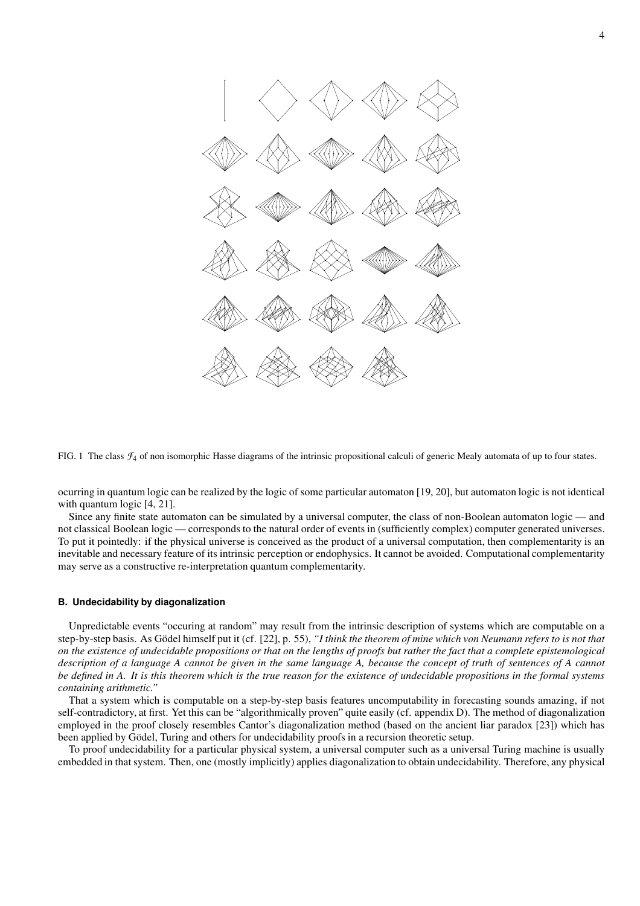FIG. 1 The class $\mathcal{F}_4$ of non isomorphic Hasse diagrams of the intrinsic propositional calculi of generic Mealy automata of up to four states.

ocurring in quantum logic can be realized by the logic of some particular automaton [19, 20], but automaton logic is not identical with quantum logic [4, 21].

Since any finite state automaton can be simulated by a universal computer, the class of non-Boolean automaton logic — and not classical Boolean logic — corresponds to the natural order of events in (sufficiently complex) computer generated universes. To put it pointedly: if the physical universe is conceived as the product of a universal computation, then complementarity is an inevitable and necessary feature of its intrinsic perception or endophysics. It cannot be avoided. Computational complementarity may serve as a constructive re-interpretation quantum complementarity.

### B. Undecidability by diagonalization

Unpredictable events "occuring at random" may result from the intrinsic description of systems which are computable on a step-by-step basis. As Gödel himself put it (cf. [22], p. 55), *"I think the theorem of mine which von Neumann refers to is not that on the existence of undecidable propositions or that on the lengths of proofs but rather the fact that a complete epistemological description of a language A cannot be given in the same language A, because the concept of truth of sentences of A cannot be defined in A. It is this theorem which is the true reason for the existence of undecidable propositions in the formal systems containing arithmetic."*

That a system which is computable on a step-by-step basis features uncomputability in forecasting sounds amazing, if not self-contradictory, at first. Yet this can be "algorithmically proven" quite easily (cf. appendix D). The method of diagonalization employed in the proof closely resembles Cantor's diagonalization method (based on the ancient liar paradox [23]) which has been applied by Gödel, Turing and others for undecidability proofs in a recursion theoretic setup.

To proof undecidability for a particular physical system, a universal computer such as a universal Turing machine is usually embedded in that system. Then, one (mostly implicitly) applies diagonalization to obtain undecidability. Therefore, any physical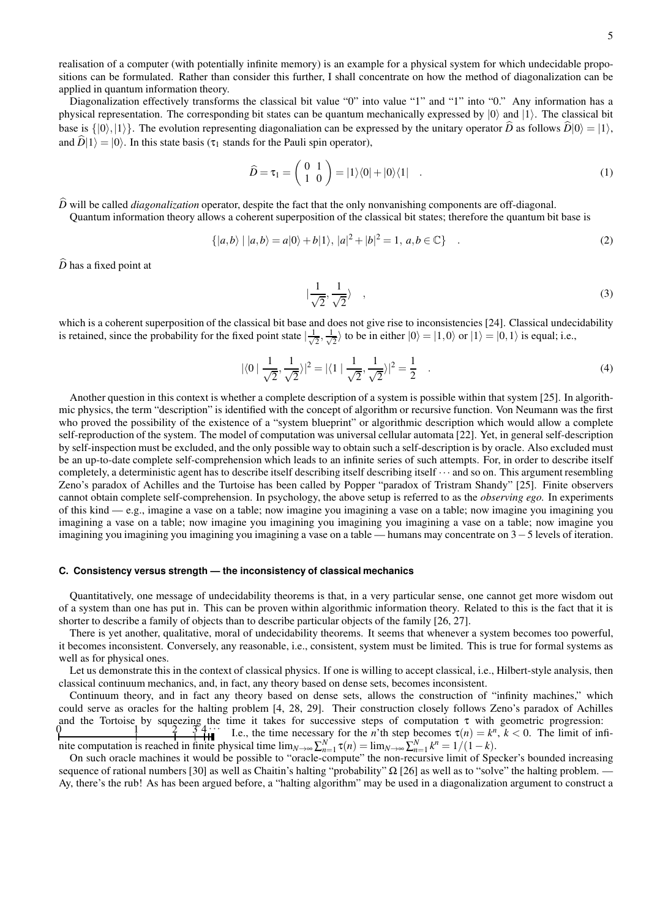realisation of a computer (with potentially infinite memory) is an example for a physical system for which undecidable propositions can be formulated. Rather than consider this further, I shall concentrate on how the method of diagonalization can be applied in quantum information theory.

Diagonalization effectively transforms the classical bit value "0" into value "1" and "1" into "0." Any information has a physical representation. The corresponding bit states can be quantum mechanically expressed by $|0\rangle$ and $|1\rangle$. The classical bit base is $\{|0\rangle,|1\rangle\}$. The evolution representing diagonaliation can be expressed by the unitary operator $\widehat{D}$ as follows $\widehat{D}|0\rangle = |1\rangle$, and $\widehat{D}|1\rangle = |0\rangle$. In this state basis ($\tau_1$ stands for the Pauli spin operator),

$$\widehat{D} = \tau_1 = \begin{pmatrix} 0 & 1 \\ 1 & 0 \end{pmatrix} = |1\rangle\langle 0| + |0\rangle\langle 1| \quad . \tag{1}$$

$\widehat{D}$ will be called *diagonalization* operator, despite the fact that the only nonvanishing components are off-diagonal.

Quantum information theory allows a coherent superposition of the classical bit states; therefore the quantum bit base is

$$\{|a,b\rangle \mid |a,b\rangle = a|0\rangle + b|1\rangle,\ |a|^2+|b|^2 = 1,\ a,b \in \mathbb{C}\} \quad . \tag{2}$$

$\widehat{D}$ has a fixed point at

$$|\frac{1}{\sqrt{2}},\frac{1}{\sqrt{2}}\rangle \quad , \tag{3}$$

which is a coherent superposition of the classical bit base and does not give rise to inconsistencies [24]. Classical undecidability is retained, since the probability for the fixed point state $|\frac{1}{\sqrt{2}},\frac{1}{\sqrt{2}}\rangle$ to be in either $|0\rangle = |1,0\rangle$ or $|1\rangle = |0,1\rangle$ is equal; i.e.,

$$|\langle 0 \mid \frac{1}{\sqrt{2}},\frac{1}{\sqrt{2}}\rangle|^2 = |\langle 1 \mid \frac{1}{\sqrt{2}},\frac{1}{\sqrt{2}}\rangle|^2 = \frac{1}{2} \quad . \tag{4}$$

Another question in this context is whether a complete description of a system is possible within that system [25]. In algorithmic physics, the term "description" is identified with the concept of algorithm or recursive function. Von Neumann was the first who proved the possibility of the existence of a "system blueprint" or algorithmic description which would allow a complete self-reproduction of the system. The model of computation was universal cellular automata [22]. Yet, in general self-description by self-inspection must be excluded, and the only possible way to obtain such a self-description is by oracle. Also excluded must be an up-to-date complete self-comprehension which leads to an infinite series of such attempts. For, in order to describe itself completely, a deterministic agent has to describe itself describing itself describing itself $\cdots$ and so on. This argument resembling Zeno's paradox of Achilles and the Turtoise has been called by Popper "paradox of Tristram Shandy" [25]. Finite observers cannot obtain complete self-comprehension. In psychology, the above setup is referred to as the *observing ego.* In experiments of this kind — e.g., imagine a vase on a table; now imagine you imagining a vase on a table; now imagine you imagining you imagining a vase on a table; now imagine you imagining you imagining you imagining a vase on a table; now imagine you imagining you imagining you imagining you imagining a vase on a table — humans may concentrate on $3-5$ levels of iteration.

### C. Consistency versus strength — the inconsistency of classical mechanics

Quantitatively, one message of undecidability theorems is that, in a very particular sense, one cannot get more wisdom out of a system than one has put in. This can be proven within algorithmic information theory. Related to this is the fact that it is shorter to describe a family of objects than to describe particular objects of the family [26, 27].

There is yet another, qualitative, moral of undecidability theorems. It seems that whenever a system becomes too powerful, it becomes inconsistent. Conversely, any reasonable, i.e., consistent, system must be limited. This is true for formal systems as well as for physical ones.

Let us demonstrate this in the context of classical physics. If one is willing to accept classical, i.e., Hilbert-style analysis, then classical continuum mechanics, and, in fact, any theory based on dense sets, becomes inconsistent.

Continuum theory, and in fact any theory based on dense sets, allows the construction of "infinity machines," which could serve as oracles for the halting problem [4, 28, 29]. Their construction closely follows Zeno's paradox of Achilles and the Tortoise by squeezing the time it takes for successive steps of computation $\tau$ with geometric progression:

0 1 2 3 4 $\cdots$

I.e., the time necessary for the $n$'th step becomes $\tau(n) = k^n$, $k < 0$. The limit of infinite computation is reached in finite physical time $\lim_{N\rightarrow\infty}\sum_{n=1}^{N}\tau(n) = \lim_{N\rightarrow\infty}\sum_{n=1}^{N}k^n = 1/(1-k)$.

On such oracle machines it would be possible to "oracle-compute" the non-recursive limit of Specker's bounded increasing sequence of rational numbers [30] as well as Chaitin's halting "probability" $\Omega$ [26] as well as to "solve" the halting problem. — Ay, there's the rub! As has been argued before, a "halting algorithm" may be used in a diagonalization argument to construct a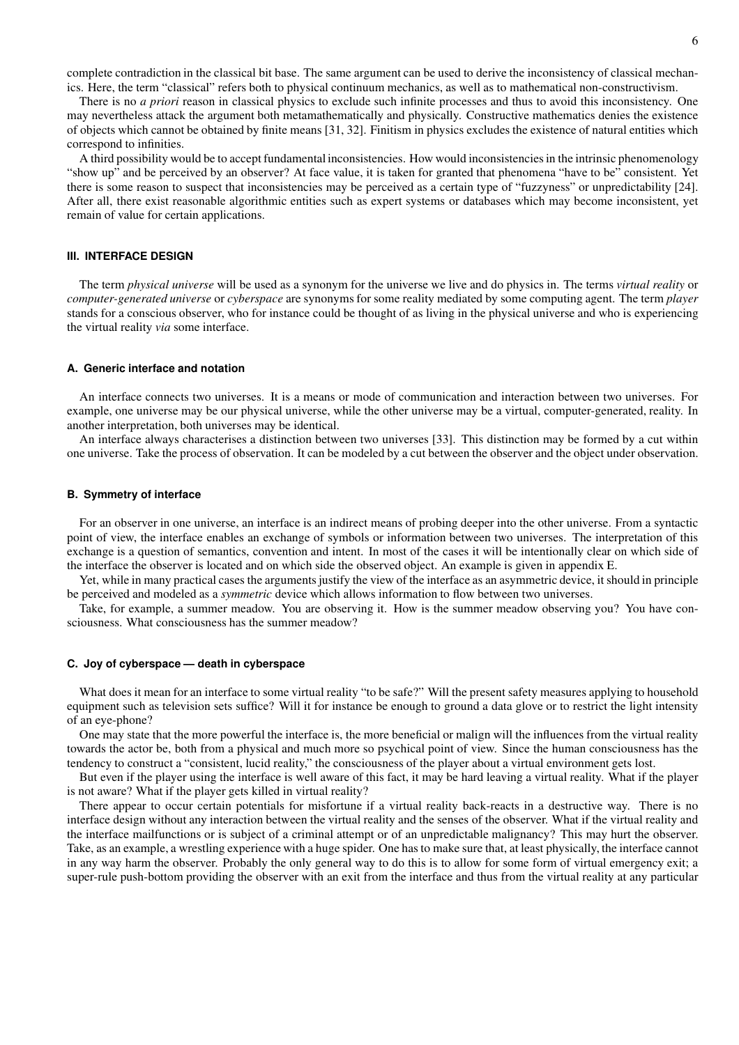complete contradiction in the classical bit base. The same argument can be used to derive the inconsistency of classical mechanics. Here, the term "classical" refers both to physical continuum mechanics, as well as to mathematical non-constructivism.

There is no *a priori* reason in classical physics to exclude such infinite processes and thus to avoid this inconsistency. One may nevertheless attack the argument both metamathematically and physically. Constructive mathematics denies the existence of objects which cannot be obtained by finite means [31, 32]. Finitism in physics excludes the existence of natural entities which correspond to infinities.

A third possibility would be to accept fundamental inconsistencies. How would inconsistencies in the intrinsic phenomenology "show up" and be perceived by an observer? At face value, it is taken for granted that phenomena "have to be" consistent. Yet there is some reason to suspect that inconsistencies may be perceived as a certain type of "fuzzyness" or unpredictability [24]. After all, there exist reasonable algorithmic entities such as expert systems or databases which may become inconsistent, yet remain of value for certain applications.

## III. INTERFACE DESIGN

The term *physical universe* will be used as a synonym for the universe we live and do physics in. The terms *virtual reality* or *computer-generated universe* or *cyberspace* are synonyms for some reality mediated by some computing agent. The term *player* stands for a conscious observer, who for instance could be thought of as living in the physical universe and who is experiencing the virtual reality *via* some interface.

### A. Generic interface and notation

An interface connects two universes. It is a means or mode of communication and interaction between two universes. For example, one universe may be our physical universe, while the other universe may be a virtual, computer-generated, reality. In another interpretation, both universes may be identical.

An interface always characterises a distinction between two universes [33]. This distinction may be formed by a cut within one universe. Take the process of observation. It can be modeled by a cut between the observer and the object under observation.

### B. Symmetry of interface

For an observer in one universe, an interface is an indirect means of probing deeper into the other universe. From a syntactic point of view, the interface enables an exchange of symbols or information between two universes. The interpretation of this exchange is a question of semantics, convention and intent. In most of the cases it will be intentionally clear on which side of the interface the observer is located and on which side the observed object. An example is given in appendix E.

Yet, while in many practical cases the arguments justify the view of the interface as an asymmetric device, it should in principle be perceived and modeled as a *symmetric* device which allows information to flow between two universes.

Take, for example, a summer meadow. You are observing it. How is the summer meadow observing you? You have consciousness. What consciousness has the summer meadow?

### C. Joy of cyberspace — death in cyberspace

What does it mean for an interface to some virtual reality "to be safe?" Will the present safety measures applying to household equipment such as television sets suffice? Will it for instance be enough to ground a data glove or to restrict the light intensity of an eye-phone?

One may state that the more powerful the interface is, the more beneficial or malign will the influences from the virtual reality towards the actor be, both from a physical and much more so psychical point of view. Since the human consciousness has the tendency to construct a "consistent, lucid reality," the consciousness of the player about a virtual environment gets lost.

But even if the player using the interface is well aware of this fact, it may be hard leaving a virtual reality. What if the player is not aware? What if the player gets killed in virtual reality?

There appear to occur certain potentials for misfortune if a virtual reality back-reacts in a destructive way. There is no interface design without any interaction between the virtual reality and the senses of the observer. What if the virtual reality and the interface mailfunctions or is subject of a criminal attempt or of an unpredictable malignancy? This may hurt the observer. Take, as an example, a wrestling experience with a huge spider. One has to make sure that, at least physically, the interface cannot in any way harm the observer. Probably the only general way to do this is to allow for some form of virtual emergency exit; a super-rule push-bottom providing the observer with an exit from the interface and thus from the virtual reality at any particular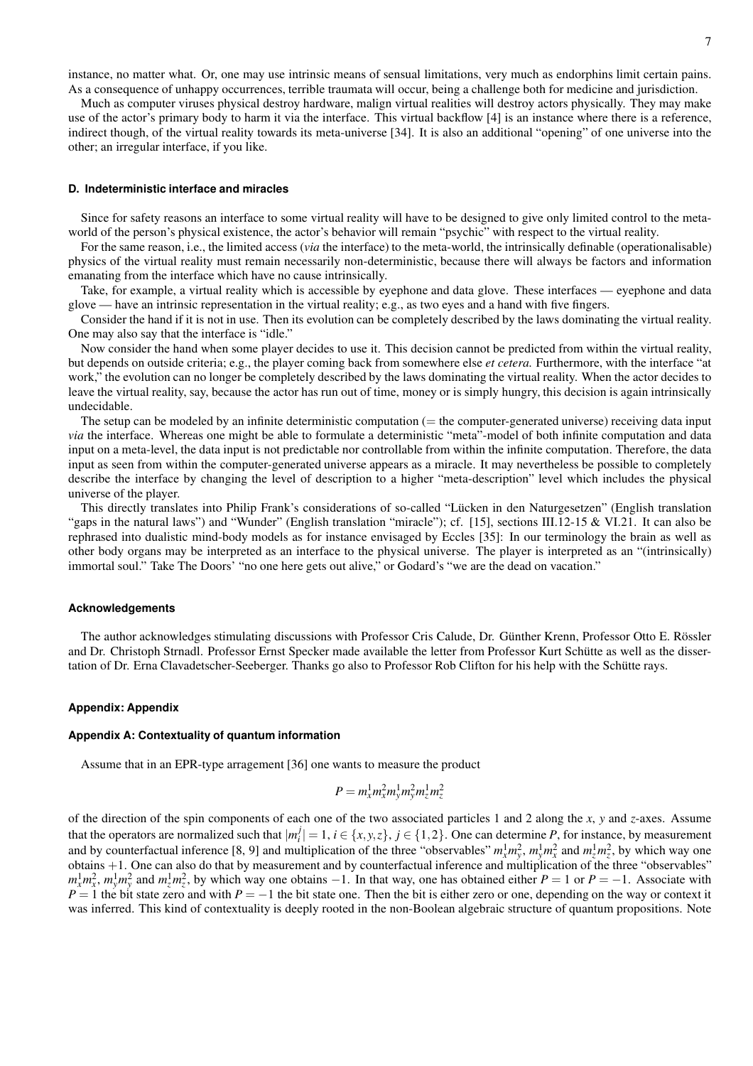instance, no matter what. Or, one may use intrinsic means of sensual limitations, very much as endorphins limit certain pains. As a consequence of unhappy occurrences, terrible traumata will occur, being a challenge both for medicine and jurisdiction.

Much as computer viruses physical destroy hardware, malign virtual realities will destroy actors physically. They may make use of the actor's primary body to harm it via the interface. This virtual backflow [4] is an instance where there is a reference, indirect though, of the virtual reality towards its meta-universe [34]. It is also an additional "opening" of one universe into the other; an irregular interface, if you like.

### D. Indeterministic interface and miracles

Since for safety reasons an interface to some virtual reality will have to be designed to give only limited control to the meta-world of the person's physical existence, the actor's behavior will remain "psychic" with respect to the virtual reality.

For the same reason, i.e., the limited access (*via* the interface) to the meta-world, the intrinsically definable (operationalisable) physics of the virtual reality must remain necessarily non-deterministic, because there will always be factors and information emanating from the interface which have no cause intrinsically.

Take, for example, a virtual reality which is accessible by eyephone and data glove. These interfaces — eyephone and data glove — have an intrinsic representation in the virtual reality; e.g., as two eyes and a hand with five fingers.

Consider the hand if it is not in use. Then its evolution can be completely described by the laws dominating the virtual reality. One may also say that the interface is "idle."

Now consider the hand when some player decides to use it. This decision cannot be predicted from within the virtual reality, but depends on outside criteria; e.g., the player coming back from somewhere else *et cetera.* Furthermore, with the interface "at work," the evolution can no longer be completely described by the laws dominating the virtual reality. When the actor decides to leave the virtual reality, say, because the actor has run out of time, money or is simply hungry, this decision is again intrinsically undecidable.

The setup can be modeled by an infinite deterministic computation (= the computer-generated universe) receiving data input *via* the interface. Whereas one might be able to formulate a deterministic "meta"-model of both infinite computation and data input on a meta-level, the data input is not predictable nor controllable from within the infinite computation. Therefore, the data input as seen from within the computer-generated universe appears as a miracle. It may nevertheless be possible to completely describe the interface by changing the level of description to a higher "meta-description" level which includes the physical universe of the player.

This directly translates into Philip Frank's considerations of so-called "Lücken in den Naturgesetzen" (English translation "gaps in the natural laws") and "Wunder" (English translation "miracle"); cf. [15], sections III.12-15 & VI.21. It can also be rephrased into dualistic mind-body models as for instance envisaged by Eccles [35]: In our terminology the brain as well as other body organs may be interpreted as an interface to the physical universe. The player is interpreted as an "(intrinsically) immortal soul." Take The Doors' "no one here gets out alive," or Godard's "we are the dead on vacation."

### Acknowledgements

The author acknowledges stimulating discussions with Professor Cris Calude, Dr. Günther Krenn, Professor Otto E. Rössler and Dr. Christoph Strnadl. Professor Ernst Specker made available the letter from Professor Kurt Schütte as well as the dissertation of Dr. Erna Clavadetscher-Seeberger. Thanks go also to Professor Rob Clifton for his help with the Schütte rays.

### Appendix: Appendix

### Appendix A: Contextuality of quantum information

Assume that in an EPR-type arragement [36] one wants to measure the product

$$P = m_x^1 m_x^2 m_y^1 m_y^2 m_z^1 m_z^2$$

of the direction of the spin components of each one of the two associated particles 1 and 2 along the $x$, $y$ and $z$-axes. Assume that the operators are normalized such that $|m_i^j| = 1$, $i \in \{x,y,z\}$, $j \in \{1,2\}$. One can determine $P$, for instance, by measurement and by counterfactual inference [8, 9] and multiplication of the three "observables" $m_x^1 m_y^2$, $m_y^1 m_x^2$ and $m_z^1 m_z^2$, by which way one obtains $+1$. One can also do that by measurement and by counterfactual inference and multiplication of the three "observables" $m_x^1 m_x^2$, $m_y^1 m_y^2$ and $m_z^1 m_z^2$, by which way one obtains $-1$. In that way, one has obtained either $P = 1$ or $P = -1$. Associate with $P = 1$ the bit state zero and with $P = -1$ the bit state one. Then the bit is either zero or one, depending on the way or context it was inferred. This kind of contextuality is deeply rooted in the non-Boolean algebraic structure of quantum propositions. Note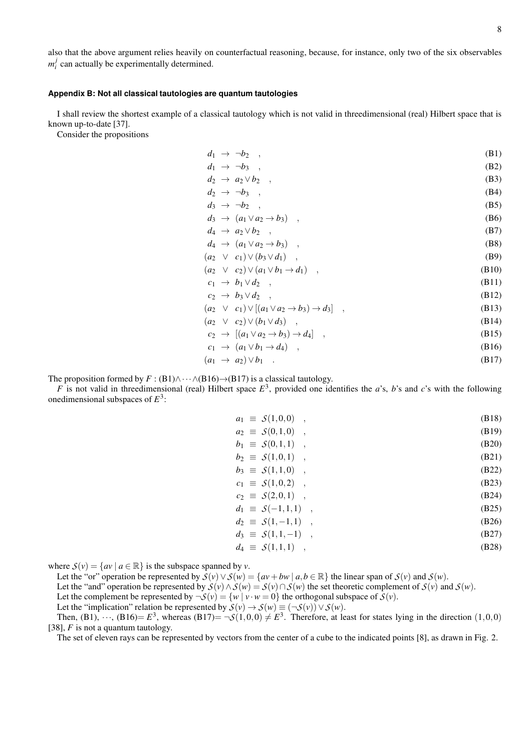also that the above argument relies heavily on counterfactual reasoning, because, for instance, only two of the six observables $m_i^j$ can actually be experimentally determined.

### Appendix B: Not all classical tautologies are quantum tautologies

I shall review the shortest example of a classical tautology which is not valid in threedimensional (real) Hilbert space that is known up-to-date [37].

Consider the propositions

$$d_1 \;\to\; \neg b_2 \quad , \tag{B1}$$

$$d_1 \;\to\; \neg b_3 \quad , \tag{B2}$$

$$d_2 \;\to\; a_2 \vee b_2 \quad , \tag{B3}$$

$$d_2 \;\to\; \neg b_3 \quad , \tag{B4}$$

$$d_3 \;\to\; \neg b_2 \quad , \tag{B5}$$

$$d_3 \;\to\; (a_1 \vee a_2 \to b_3) \quad , \tag{B6}$$

$$d_4 \;\to\; a_2 \vee b_2 \quad , \tag{B7}$$

$$d_4 \;\to\; (a_1 \vee a_2 \to b_3) \quad , \tag{B8}$$

$$(a_2 \;\vee\; c_1) \vee (b_3 \vee d_1) \quad , \tag{B9}$$

$$(a_2 \;\vee\; c_2) \vee (a_1 \vee b_1 \to d_1) \quad , \tag{B10}$$

$$c_1 \;\to\; b_1 \vee d_2 \quad , \tag{B11}$$

$$c_2 \;\to\; b_3 \vee d_2 \quad , \tag{B12}$$

$$(a_2 \;\vee\; c_1) \vee [(a_1 \vee a_2 \to b_3) \to d_3] \quad , \tag{B13}$$

$$(a_2 \;\vee\; c_2) \vee (b_1 \vee d_3) \quad , \tag{B14}$$

$$c_2 \;\to\; [(a_1 \vee a_2 \to b_3) \to d_4] \quad , \tag{B15}$$

$$c_1 \;\to\; (a_1 \vee b_1 \to d_4) \quad , \tag{B16}$$

$$(a_1 \;\to\; a_2) \vee b_1 \quad . \tag{B17}$$

The proposition formed by $F$ : (B1)$\wedge \cdots \wedge$(B16)$\to$(B17) is a classical tautology.

$F$ is not valid in threedimensional (real) Hilbert space $E^3$, provided one identifies the $a$'s, $b$'s and $c$'s with the following onedimensional subspaces of $E^3$:

$$a_1 \;\equiv\; \mathcal{S}(1,0,0) \quad , \tag{B18}$$

$$a_2 \;\equiv\; \mathcal{S}(0,1,0) \quad , \tag{B19}$$

$$b_1 \;\equiv\; \mathcal{S}(0,1,1) \quad , \tag{B20}$$

$$b_2 \;\equiv\; \mathcal{S}(1,0,1) \quad , \tag{B21}$$

$$b_3 \;\equiv\; \mathcal{S}(1,1,0) \quad , \tag{B22}$$

$$c_1 \;\equiv\; \mathcal{S}(1,0,2) \quad , \tag{B23}$$

$$c_2 \;\equiv\; \mathcal{S}(2,0,1) \quad , \tag{B24}$$

$$d_1 \;\equiv\; \mathcal{S}(-1,1,1) \quad , \tag{B25}$$

$$d_2 \;\equiv\; \mathcal{S}(1,-1,1) \quad , \tag{B26}$$

$$d_3 \;\equiv\; \mathcal{S}(1,1,-1) \quad , \tag{B27}$$

$$d_4 \;\equiv\; \mathcal{S}(1,1,1) \quad , \tag{B28}$$

where $\mathcal{S}(v) = \{av \mid a \in \mathbb{R}\}$ is the subspace spanned by $v$.

Let the "or" operation be represented by $\mathcal{S}(v) \vee \mathcal{S}(w) = \{av + bw \mid a, b \in \mathbb{R}\}$ the linear span of $\mathcal{S}(v)$ and $\mathcal{S}(w)$.

Let the "and" operation be represented by $\mathcal{S}(v) \wedge \mathcal{S}(w) = \mathcal{S}(v) \cap \mathcal{S}(w)$ the set theoretic complement of $\mathcal{S}(v)$ and $\mathcal{S}(w)$.

Let the complement be represented by $\neg\mathcal{S}(v) = \{w \mid v \cdot w = 0\}$ the orthogonal subspace of $\mathcal{S}(v)$.

Let the "implication" relation be represented by $\mathcal{S}(v) \to \mathcal{S}(w) \equiv (\neg\mathcal{S}(v)) \vee \mathcal{S}(w)$.

Then, (B1), $\cdots$, (B16)$= E^3$, whereas (B17)$= \neg\mathcal{S}(1,0,0) \neq E^3$. Therefore, at least for states lying in the direction $(1,0,0)$ [38], $F$ is not a quantum tautology.

The set of eleven rays can be represented by vectors from the center of a cube to the indicated points [8], as drawn in Fig. 2.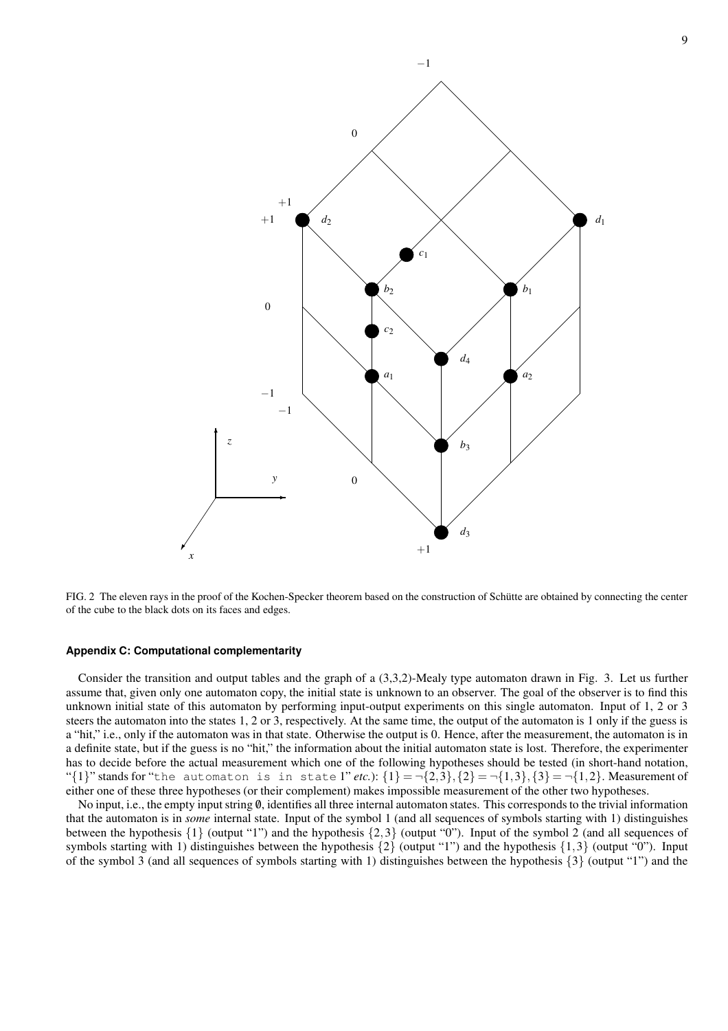−1

0

+1

+1

$d_2$

$d_1$

$c_1$

$b_2$

$b_1$

0

$c_2$

$d_4$

$a_1$

$a_2$

−1

−1

$z$

$b_3$

$y$

0

$x$

$d_3$

+1

FIG. 2 The eleven rays in the proof of the Kochen-Specker theorem based on the construction of Schütte are obtained by connecting the center of the cube to the black dots on its faces and edges.

### Appendix C: Computational complementarity

Consider the transition and output tables and the graph of a (3,3,2)-Mealy type automaton drawn in Fig. 3. Let us further assume that, given only one automaton copy, the initial state is unknown to an observer. The goal of the observer is to find this unknown initial state of this automaton by performing input-output experiments on this single automaton. Input of 1, 2 or 3 steers the automaton into the states 1, 2 or 3, respectively. At the same time, the output of the automaton is 1 only if the guess is a "hit," i.e., only if the automaton was in that state. Otherwise the output is 0. Hence, after the measurement, the automaton is in a definite state, but if the guess is no "hit," the information about the initial automaton state is lost. Therefore, the experimenter has to decide before the actual measurement which one of the following hypotheses should be tested (in short-hand notation, "$\{1\}$" stands for "`the automaton is in state` 1" *etc.*): $\{1\} = \neg\{2,3\}, \{2\} = \neg\{1,3\}, \{3\} = \neg\{1,2\}$. Measurement of either one of these three hypotheses (or their complement) makes impossible measurement of the other two hypotheses.

No input, i.e., the empty input string $\emptyset$, identifies all three internal automaton states. This corresponds to the trivial information that the automaton is in *some* internal state. Input of the symbol 1 (and all sequences of symbols starting with 1) distinguishes between the hypothesis $\{1\}$ (output "1") and the hypothesis $\{2,3\}$ (output "0"). Input of the symbol 2 (and all sequences of symbols starting with 1) distinguishes between the hypothesis $\{2\}$ (output "1") and the hypothesis $\{1,3\}$ (output "0"). Input of the symbol 3 (and all sequences of symbols starting with 1) distinguishes between the hypothesis $\{3\}$ (output "1") and the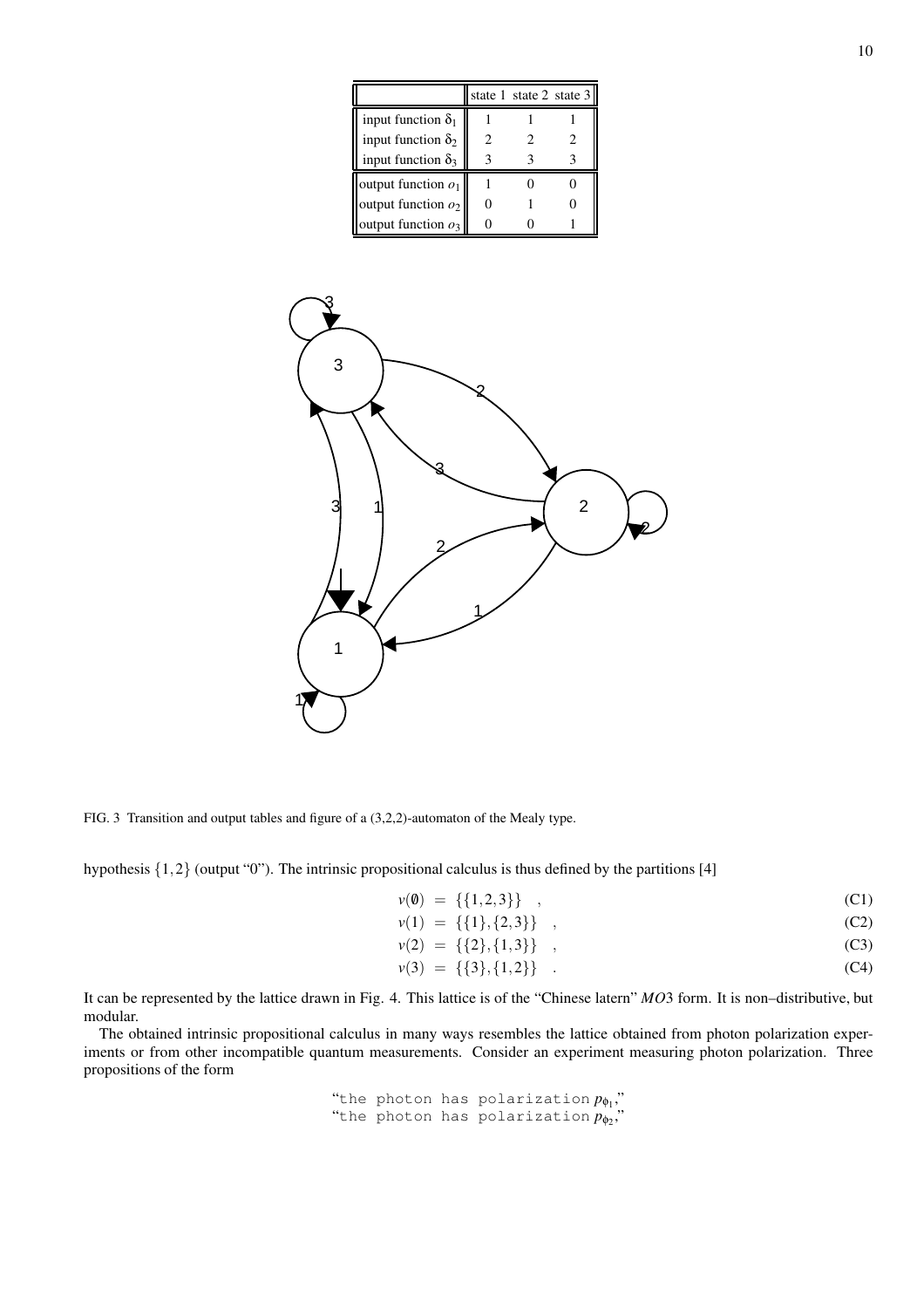| | state 1 | state 2 | state 3 |
|---|---|---|---|
| input function $\delta_1$ | 1 | 1 | 1 |
| input function $\delta_2$ | 2 | 2 | 2 |
| input function $\delta_3$ | 3 | 3 | 3 |
| output function $o_1$ | 1 | 0 | 0 |
| output function $o_2$ | 0 | 1 | 0 |
| output function $o_3$ | 0 | 0 | 1 |

3
3
2
3
3
1
2
2
2
1
1
1

FIG. 3 Transition and output tables and figure of a (3,2,2)-automaton of the Mealy type.

hypothesis $\{1,2\}$ (output "0"). The intrinsic propositional calculus is thus defined by the partitions [4]

$$v(\emptyset) = \{\{1,2,3\}\} \quad , \tag{C1}$$

$$v(1) = \{\{1\},\{2,3\}\} \quad , \tag{C2}$$

$$v(2) = \{\{2\},\{1,3\}\} \quad , \tag{C3}$$

$$v(3) = \{\{3\},\{1,2\}\} \quad . \tag{C4}$$

It can be represented by the lattice drawn in Fig. 4. This lattice is of the "Chinese latern" *MO*3 form. It is non–distributive, but modular.

The obtained intrinsic propositional calculus in many ways resembles the lattice obtained from photon polarization experiments or from other incompatible quantum measurements. Consider an experiment measuring photon polarization. Three propositions of the form

"the photon has polarization $p_{\phi_1}$,"
"the photon has polarization $p_{\phi_2}$,"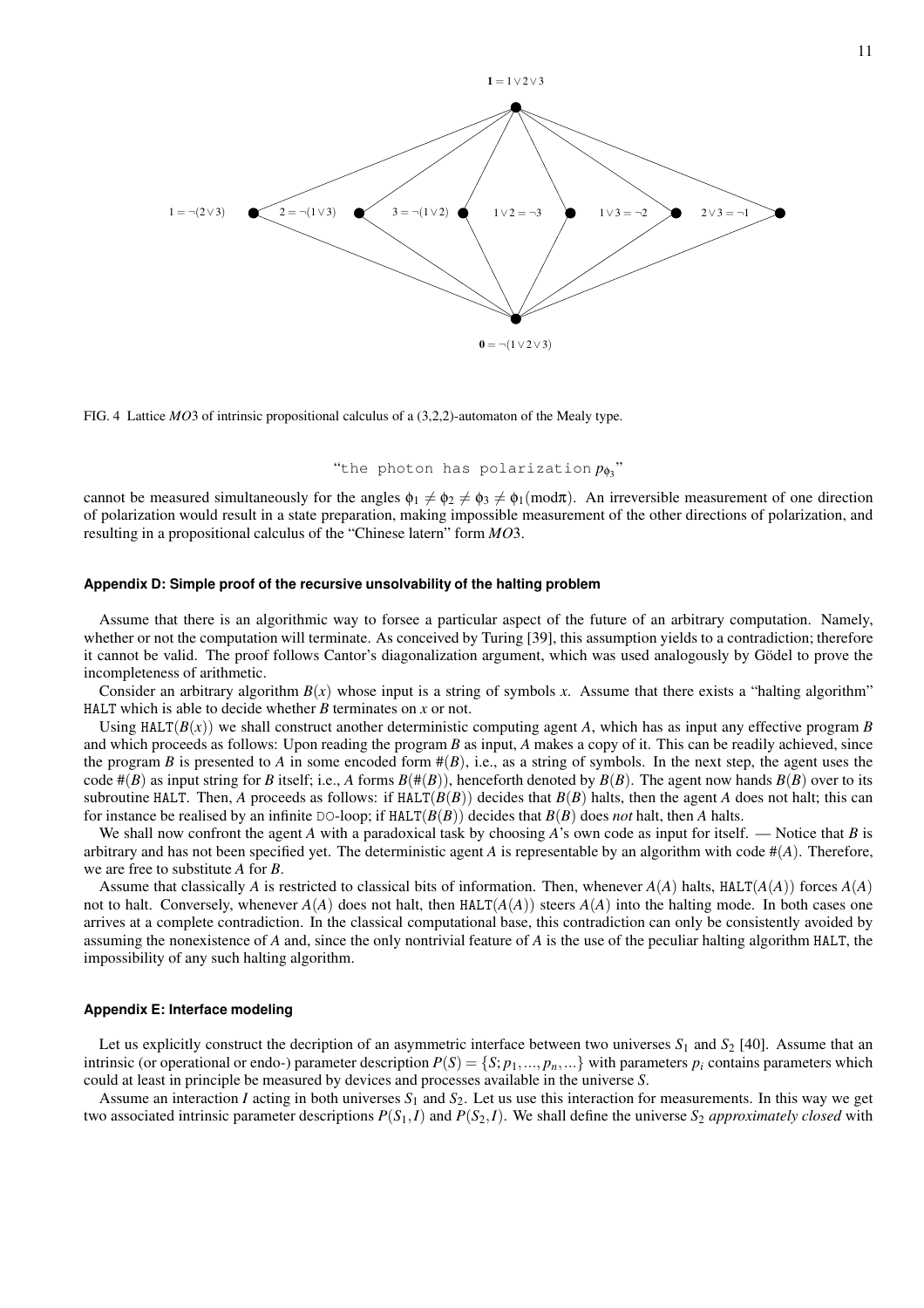$\mathbf{1} = 1 \vee 2 \vee 3$

$1 = \neg(2 \vee 3)$ $2 = \neg(1 \vee 3)$ $3 = \neg(1 \vee 2)$ $1 \vee 2 = \neg 3$ $1 \vee 3 = \neg 2$ $2 \vee 3 = \neg 1$

$\mathbf{0} = \neg(1 \vee 2 \vee 3)$

FIG. 4 Lattice *MO*3 of intrinsic propositional calculus of a (3,2,2)-automaton of the Mealy type.

"the photon has polarization $p_{\phi_3}$"

cannot be measured simultaneously for the angles $\phi_1 \neq \phi_2 \neq \phi_3 \neq \phi_1 (\mathrm{mod}\, \pi)$. An irreversible measurement of one direction of polarization would result in a state preparation, making impossible measurement of the other directions of polarization, and resulting in a propositional calculus of the "Chinese latern" form *MO*3.

### Appendix D: Simple proof of the recursive unsolvability of the halting problem

Assume that there is an algorithmic way to forsee a particular aspect of the future of an arbitrary computation. Namely, whether or not the computation will terminate. As conceived by Turing [39], this assumption yields to a contradiction; therefore it cannot be valid. The proof follows Cantor's diagonalization argument, which was used analogously by Gödel to prove the incompleteness of arithmetic.

Consider an arbitrary algorithm $B(x)$ whose input is a string of symbols $x$. Assume that there exists a "halting algorithm" `HALT` which is able to decide whether $B$ terminates on $x$ or not.

Using `HALT`$(B(x))$ we shall construct another deterministic computing agent $A$, which has as input any effective program $B$ and which proceeds as follows: Upon reading the program $B$ as input, $A$ makes a copy of it. This can be readily achieved, since the program $B$ is presented to $A$ in some encoded form $\#(B)$, i.e., as a string of symbols. In the next step, the agent uses the code $\#(B)$ as input string for $B$ itself; i.e., $A$ forms $B(\#(B))$, henceforth denoted by $B(B)$. The agent now hands $B(B)$ over to its subroutine `HALT`. Then, $A$ proceeds as follows: if `HALT`$(B(B))$ decides that $B(B)$ halts, then the agent $A$ does not halt; this can for instance be realised by an infinite `DO`-loop; if `HALT`$(B(B))$ decides that $B(B)$ does *not* halt, then $A$ halts.

We shall now confront the agent $A$ with a paradoxical task by choosing $A$'s own code as input for itself. — Notice that $B$ is arbitrary and has not been specified yet. The deterministic agent $A$ is representable by an algorithm with code $\#(A)$. Therefore, we are free to substitute $A$ for $B$.

Assume that classically $A$ is restricted to classical bits of information. Then, whenever $A(A)$ halts, `HALT`$(A(A))$ forces $A(A)$ not to halt. Conversely, whenever $A(A)$ does not halt, then `HALT`$(A(A))$ steers $A(A)$ into the halting mode. In both cases one arrives at a complete contradiction. In the classical computational base, this contradiction can only be consistently avoided by assuming the nonexistence of $A$ and, since the only nontrivial feature of $A$ is the use of the peculiar halting algorithm `HALT`, the impossibility of any such halting algorithm.

### Appendix E: Interface modeling

Let us explicitly construct the decription of an asymmetric interface between two universes $S_1$ and $S_2$ [40]. Assume that an intrinsic (or operational or endo-) parameter description $P(S) = \{S; p_1, \ldots, p_n, \ldots\}$ with parameters $p_i$ contains parameters which could at least in principle be measured by devices and processes available in the universe $S$.

Assume an interaction $I$ acting in both universes $S_1$ and $S_2$. Let us use this interaction for measurements. In this way we get two associated intrinsic parameter descriptions $P(S_1, I)$ and $P(S_2, I)$. We shall define the universe $S_2$ *approximately closed* with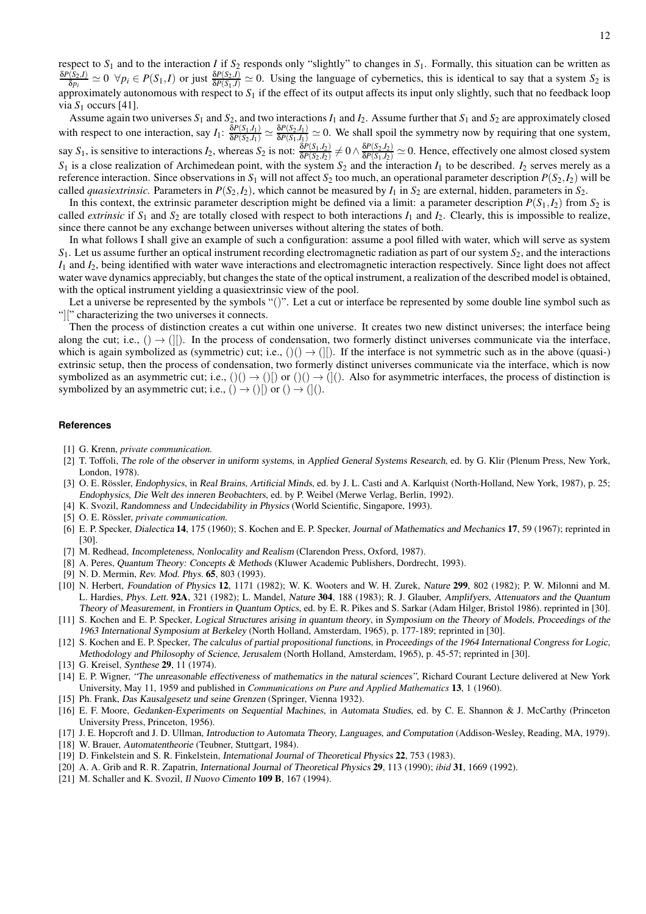respect to $S_1$ and to the interaction $I$ if $S_2$ responds only "slightly" to changes in $S_1$. Formally, this situation can be written as $\frac{\delta P(S_2,I)}{\delta p_i} \simeq 0 \;\; \forall p_i \in P(S_1,I)$ or just $\frac{\delta P(S_2,I)}{\delta P(S_1,I)} \simeq 0$. Using the language of cybernetics, this is identical to say that a system $S_2$ is approximately autonomous with respect to $S_1$ if the effect of its output affects its input only slightly, such that no feedback loop via $S_1$ occurs [41].

Assume again two universes $S_1$ and $S_2$, and two interactions $I_1$ and $I_2$. Assume further that $S_1$ and $S_2$ are approximately closed with respect to one interaction, say $I_1$: $\frac{\delta P(S_1,I_1)}{\delta P(S_2,I_1)} \simeq \frac{\delta P(S_2,I_1)}{\delta P(S_1,I_1)} \simeq 0$. We shall spoil the symmetry now by requiring that one system, say $S_1$, is sensitive to interactions $I_2$, whereas $S_2$ is not: $\frac{\delta P(S_1,I_2)}{\delta P(S_2,I_2)} \neq 0 \wedge \frac{\delta P(S_2,I_2)}{\delta P(S_1,I_2)} \simeq 0$. Hence, effectively one almost closed system $S_1$ is a close realization of Archimedean point, with the system $S_2$ and the interaction $I_1$ to be described. $I_2$ serves merely as a reference interaction. Since observations in $S_1$ will not affect $S_2$ too much, an operational parameter description $P(S_2,I_2)$ will be called *quasiextrinsic*. Parameters in $P(S_2,I_2)$, which cannot be measured by $I_1$ in $S_2$ are external, hidden, parameters in $S_2$.

In this context, the extrinsic parameter description might be defined via a limit: a parameter description $P(S_1,I_2)$ from $S_2$ is called *extrinsic* if $S_1$ and $S_2$ are totally closed with respect to both interactions $I_1$ and $I_2$. Clearly, this is impossible to realize, since there cannot be any exchange between universes without altering the states of both.

In what follows I shall give an example of such a configuration: assume a pool filled with water, which will serve as system $S_1$. Let us assume further an optical instrument recording electromagnetic radiation as part of our system $S_2$, and the interactions $I_1$ and $I_2$, being identified with water wave interactions and electromagnetic interaction respectively. Since light does not affect water wave dynamics appreciably, but changes the state of the optical instrument, a realization of the described model is obtained, with the optical instrument yielding a quasiextrinsic view of the pool.

Let a universe be represented by the symbols "()". Let a cut or interface be represented by some double line symbol such as "][" characterizing the two universes it connects.

Then the process of distinction creates a cut within one universe. It creates two new distinct universes; the interface being along the cut; i.e., $() \rightarrow (][)$. In the process of condensation, two formerly distinct universes communicate via the interface, which is again symbolized as (symmetric) cut; i.e., $()() \rightarrow (][)$. If the interface is not symmetric such as in the above (quasi-) extrinsic setup, then the process of condensation, two formerly distinct universes communicate via the interface, which is now symbolized as an asymmetric cut; i.e., $()() \rightarrow ()[)$ or $()() \rightarrow (]()$. Also for asymmetric interfaces, the process of distinction is symbolized by an asymmetric cut; i.e., $() \rightarrow ()[)$ or $() \rightarrow (]()$.

## References

[1] G. Krenn, *private communication.*

[2] T. Toffoli, *The role of the observer in uniform systems*, in *Applied General Systems Research*, ed. by G. Klir (Plenum Press, New York, London, 1978).

[3] O. E. Rössler, *Endophysics*, in *Real Brains, Artificial Minds*, ed. by J. L. Casti and A. Karlquist (North-Holland, New York, 1987), p. 25; *Endophysics, Die Welt des inneren Beobachters*, ed. by P. Weibel (Merwe Verlag, Berlin, 1992).

[4] K. Svozil, *Randomness and Undecidability in Physics* (World Scientific, Singapore, 1993).

[5] O. E. Rössler, *private communication.*

[6] E. P. Specker, *Dialectica* **14**, 175 (1960); S. Kochen and E. P. Specker, *Journal of Mathematics and Mechanics* **17**, 59 (1967); reprinted in [30].

[7] M. Redhead, *Incompleteness, Nonlocality and Realism* (Clarendon Press, Oxford, 1987).

[8] A. Peres, *Quantum Theory: Concepts & Methods* (Kluwer Academic Publishers, Dordrecht, 1993).

[9] N. D. Mermin, *Rev. Mod. Phys.* **65**, 803 (1993).

[10] N. Herbert, *Foundation of Physics* **12**, 1171 (1982); W. K. Wooters and W. H. Zurek, *Nature* **299**, 802 (1982); P. W. Milonni and M. L. Hardies, *Phys. Lett.* **92A**, 321 (1982); L. Mandel, *Nature* **304**, 188 (1983); R. J. Glauber, *Amplifyers, Attenuators and the Quantum Theory of Measurement*, in *Frontiers in Quantum Optics*, ed. by E. R. Pikes and S. Sarkar (Adam Hilger, Bristol 1986). reprinted in [30].

[11] S. Kochen and E. P. Specker, *Logical Structures arising in quantum theory*, in *Symposium on the Theory of Models, Proceedings of the 1963 International Symposium at Berkeley* (North Holland, Amsterdam, 1965), p. 177-189; reprinted in [30].

[12] S. Kochen and E. P. Specker, *The calculus of partial propositional functions*, in *Proceedings of the 1964 International Congress for Logic, Methodology and Philosophy of Science, Jerusalem* (North Holland, Amsterdam, 1965), p. 45-57; reprinted in [30].

[13] G. Kreisel, *Synthese* **29**, 11 (1974).

[14] E. P. Wigner, *"The unreasonable effectiveness of mathematics in the natural sciences"*, Richard Courant Lecture delivered at New York University, May 11, 1959 and published in *Communications on Pure and Applied Mathematics* **13**, 1 (1960).

[15] Ph. Frank, *Das Kausalgesetz und seine Grenzen* (Springer, Vienna 1932).

[16] E. F. Moore, *Gedanken-Experiments on Sequential Machines*, in *Automata Studies*, ed. by C. E. Shannon & J. McCarthy (Princeton University Press, Princeton, 1956).

[17] J. E. Hopcroft and J. D. Ullman, *Introduction to Automata Theory, Languages, and Computation* (Addison-Wesley, Reading, MA, 1979).

[18] W. Brauer, *Automatentheorie* (Teubner, Stuttgart, 1984).

[19] D. Finkelstein and S. R. Finkelstein, *International Journal of Theoretical Physics* **22**, 753 (1983).

[20] A. A. Grib and R. R. Zapatrin, *International Journal of Theoretical Physics* **29**, 113 (1990); *ibid* **31**, 1669 (1992).

[21] M. Schaller and K. Svozil, *Il Nuovo Cimento* **109 B**, 167 (1994).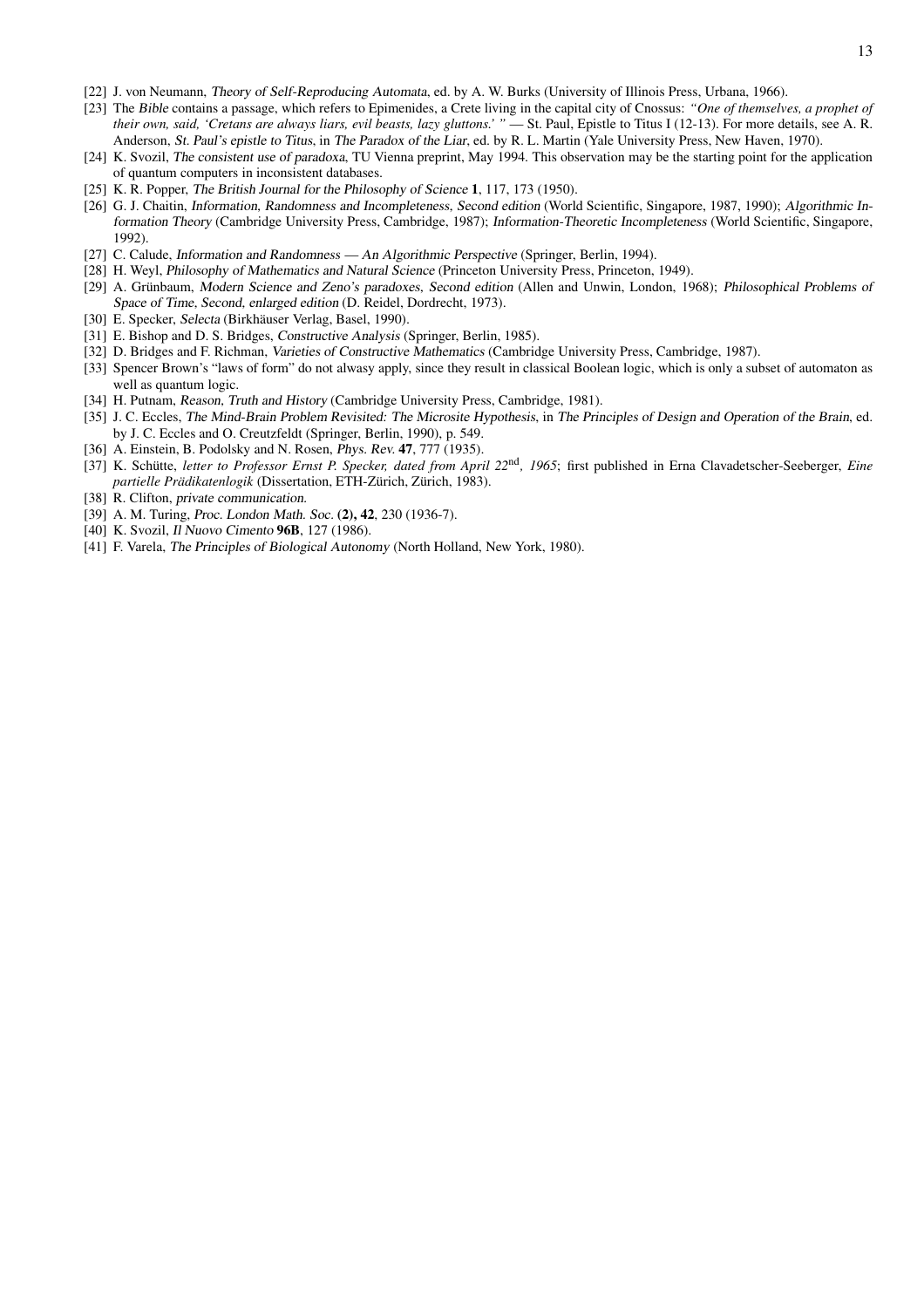[22] J. von Neumann, *Theory of Self-Reproducing Automata*, ed. by A. W. Burks (University of Illinois Press, Urbana, 1966).

[23] The *Bible* contains a passage, which refers to Epimenides, a Crete living in the capital city of Cnossus: *"One of themselves, a prophet of their own, said, 'Cretans are always liars, evil beasts, lazy gluttons.' "* — St. Paul, Epistle to Titus I (12-13). For more details, see A. R. Anderson, *St. Paul's epistle to Titus*, in *The Paradox of the Liar*, ed. by R. L. Martin (Yale University Press, New Haven, 1970).

[24] K. Svozil, *The consistent use of paradoxa*, TU Vienna preprint, May 1994. This observation may be the starting point for the application of quantum computers in inconsistent databases.

[25] K. R. Popper, *The British Journal for the Philosophy of Science* **1**, 117, 173 (1950).

[26] G. J. Chaitin, *Information, Randomness and Incompleteness, Second edition* (World Scientific, Singapore, 1987, 1990); *Algorithmic Information Theory* (Cambridge University Press, Cambridge, 1987); *Information-Theoretic Incompleteness* (World Scientific, Singapore, 1992).

[27] C. Calude, *Information and Randomness — An Algorithmic Perspective* (Springer, Berlin, 1994).

[28] H. Weyl, *Philosophy of Mathematics and Natural Science* (Princeton University Press, Princeton, 1949).

[29] A. Grünbaum, *Modern Science and Zeno's paradoxes, Second edition* (Allen and Unwin, London, 1968); *Philosophical Problems of Space of Time, Second, enlarged edition* (D. Reidel, Dordrecht, 1973).

[30] E. Specker, *Selecta* (Birkhäuser Verlag, Basel, 1990).

[31] E. Bishop and D. S. Bridges, *Constructive Analysis* (Springer, Berlin, 1985).

[32] D. Bridges and F. Richman, *Varieties of Constructive Mathematics* (Cambridge University Press, Cambridge, 1987).

[33] Spencer Brown's "laws of form" do not alwasy apply, since they result in classical Boolean logic, which is only a subset of automaton as well as quantum logic.

[34] H. Putnam, *Reason, Truth and History* (Cambridge University Press, Cambridge, 1981).

[35] J. C. Eccles, *The Mind-Brain Problem Revisited: The Microsite Hypothesis*, in *The Principles of Design and Operation of the Brain*, ed. by J. C. Eccles and O. Creutzfeldt (Springer, Berlin, 1990), p. 549.

[36] A. Einstein, B. Podolsky and N. Rosen, *Phys. Rev.* **47**, 777 (1935).

[37] K. Schütte, *letter to Professor Ernst P. Specker, dated from April 22nd, 1965*; first published in Erna Clavadetscher-Seeberger, *Eine partielle Prädikatenlogik* (Dissertation, ETH-Zürich, Zürich, 1983).

[38] R. Clifton, *private communication*.

[39] A. M. Turing, *Proc. London Math. Soc.* **(2), 42**, 230 (1936-7).

[40] K. Svozil, *Il Nuovo Cimento* **96B**, 127 (1986).

[41] F. Varela, *The Principles of Biological Autonomy* (North Holland, New York, 1980).